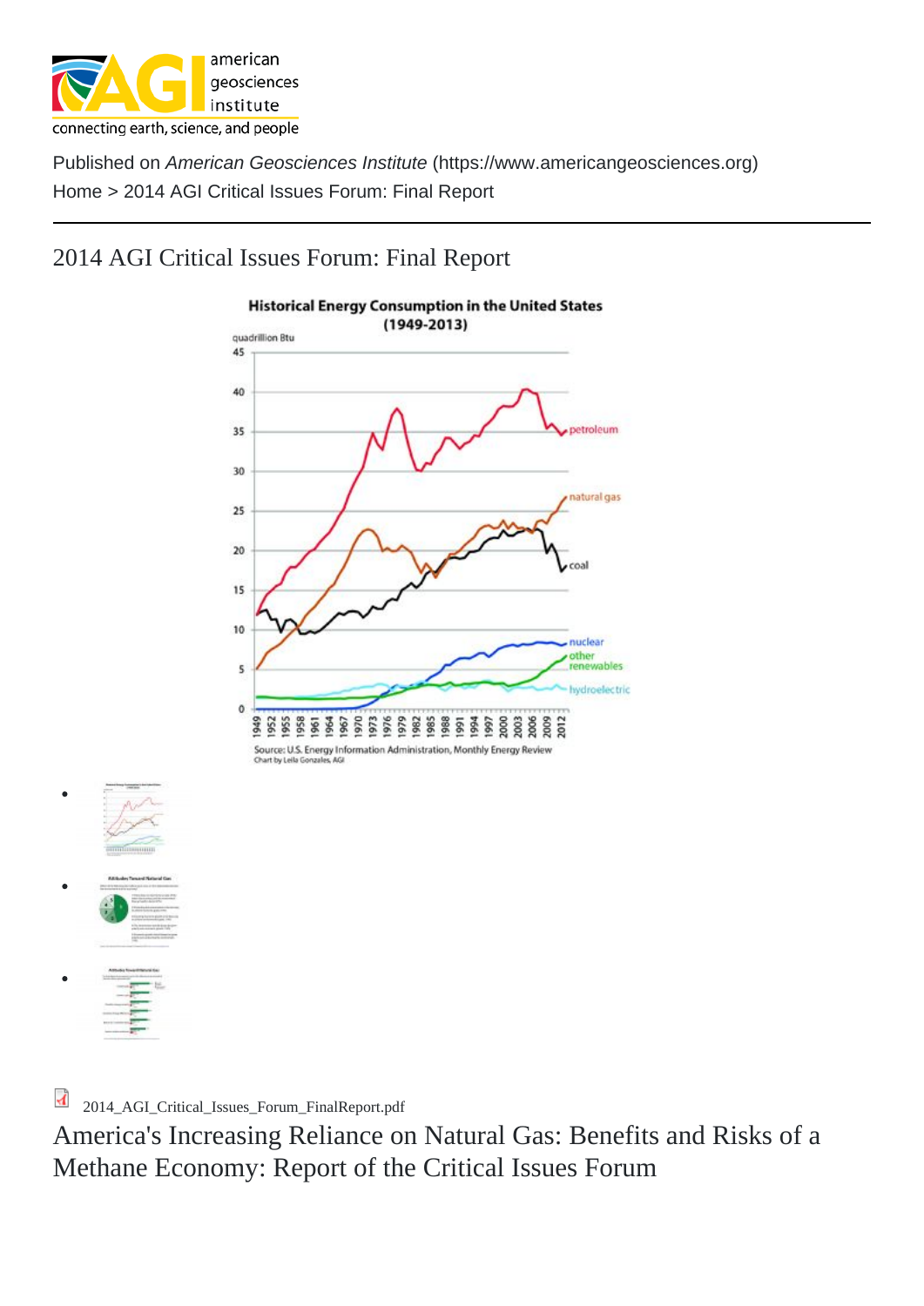Published on *American Geosciences Institute* (https://www.americangeosciences.org)

Home > 2014 AGI Critical Issues Forum: Final Report

# 2014 AGI Critical Issues Forum: Final Report

2014_AGI_Critical_Issues_Forum_FinalReport.pdf

## America's Increasing Reliance on Natural Gas: Benefits and Risks of a Methane Economy: Report of the Critical Issues Forum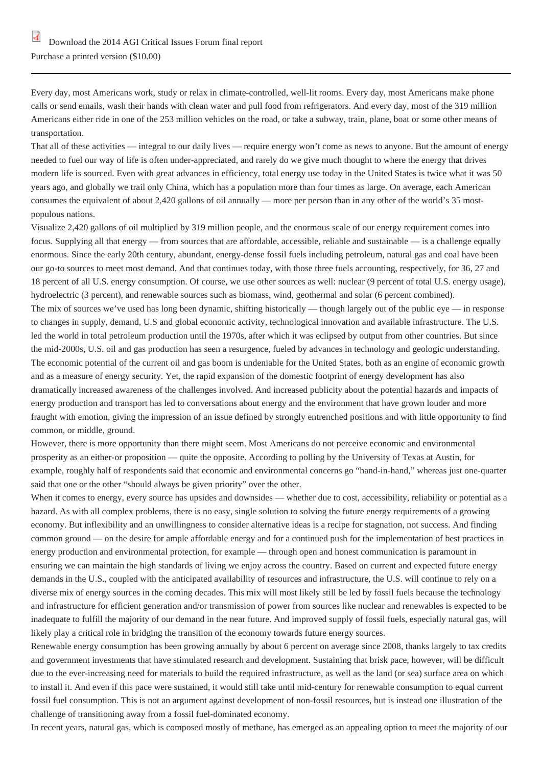Download the 2014 AGI Critical Issues Forum final report

Purchase a printed version ($10.00)

---

Every day, most Americans work, study or relax in climate-controlled, well-lit rooms. Every day, most Americans make phone calls or send emails, wash their hands with clean water and pull food from refrigerators. And every day, most of the 319 million Americans either ride in one of the 253 million vehicles on the road, or take a subway, train, plane, boat or some other means of transportation.

That all of these activities — integral to our daily lives — require energy won't come as news to anyone. But the amount of energy needed to fuel our way of life is often under-appreciated, and rarely do we give much thought to where the energy that drives modern life is sourced. Even with great advances in efficiency, total energy use today in the United States is twice what it was 50 years ago, and globally we trail only China, which has a population more than four times as large. On average, each American consumes the equivalent of about 2,420 gallons of oil annually — more per person than in any other of the world's 35 most-populous nations.

Visualize 2,420 gallons of oil multiplied by 319 million people, and the enormous scale of our energy requirement comes into focus. Supplying all that energy — from sources that are affordable, accessible, reliable and sustainable — is a challenge equally enormous. Since the early 20th century, abundant, energy-dense fossil fuels including petroleum, natural gas and coal have been our go-to sources to meet most demand. And that continues today, with those three fuels accounting, respectively, for 36, 27 and 18 percent of all U.S. energy consumption. Of course, we use other sources as well: nuclear (9 percent of total U.S. energy usage), hydroelectric (3 percent), and renewable sources such as biomass, wind, geothermal and solar (6 percent combined).

The mix of sources we've used has long been dynamic, shifting historically — though largely out of the public eye — in response to changes in supply, demand, U.S and global economic activity, technological innovation and available infrastructure. The U.S. led the world in total petroleum production until the 1970s, after which it was eclipsed by output from other countries. But since the mid-2000s, U.S. oil and gas production has seen a resurgence, fueled by advances in technology and geologic understanding.

The economic potential of the current oil and gas boom is undeniable for the United States, both as an engine of economic growth and as a measure of energy security. Yet, the rapid expansion of the domestic footprint of energy development has also dramatically increased awareness of the challenges involved. And increased publicity about the potential hazards and impacts of energy production and transport has led to conversations about energy and the environment that have grown louder and more fraught with emotion, giving the impression of an issue defined by strongly entrenched positions and with little opportunity to find common, or middle, ground.

However, there is more opportunity than there might seem. Most Americans do not perceive economic and environmental prosperity as an either-or proposition — quite the opposite. According to polling by the University of Texas at Austin, for example, roughly half of respondents said that economic and environmental concerns go "hand-in-hand," whereas just one-quarter said that one or the other "should always be given priority" over the other.

When it comes to energy, every source has upsides and downsides — whether due to cost, accessibility, reliability or potential as a hazard. As with all complex problems, there is no easy, single solution to solving the future energy requirements of a growing economy. But inflexibility and an unwillingness to consider alternative ideas is a recipe for stagnation, not success. And finding common ground — on the desire for ample affordable energy and for a continued push for the implementation of best practices in energy production and environmental protection, for example — through open and honest communication is paramount in ensuring we can maintain the high standards of living we enjoy across the country. Based on current and expected future energy demands in the U.S., coupled with the anticipated availability of resources and infrastructure, the U.S. will continue to rely on a diverse mix of energy sources in the coming decades. This mix will most likely still be led by fossil fuels because the technology and infrastructure for efficient generation and/or transmission of power from sources like nuclear and renewables is expected to be inadequate to fulfill the majority of our demand in the near future. And improved supply of fossil fuels, especially natural gas, will likely play a critical role in bridging the transition of the economy towards future energy sources.

Renewable energy consumption has been growing annually by about 6 percent on average since 2008, thanks largely to tax credits and government investments that have stimulated research and development. Sustaining that brisk pace, however, will be difficult due to the ever-increasing need for materials to build the required infrastructure, as well as the land (or sea) surface area on which to install it. And even if this pace were sustained, it would still take until mid-century for renewable consumption to equal current fossil fuel consumption. This is not an argument against development of non-fossil resources, but is instead one illustration of the challenge of transitioning away from a fossil fuel-dominated economy.

In recent years, natural gas, which is composed mostly of methane, has emerged as an appealing option to meet the majority of our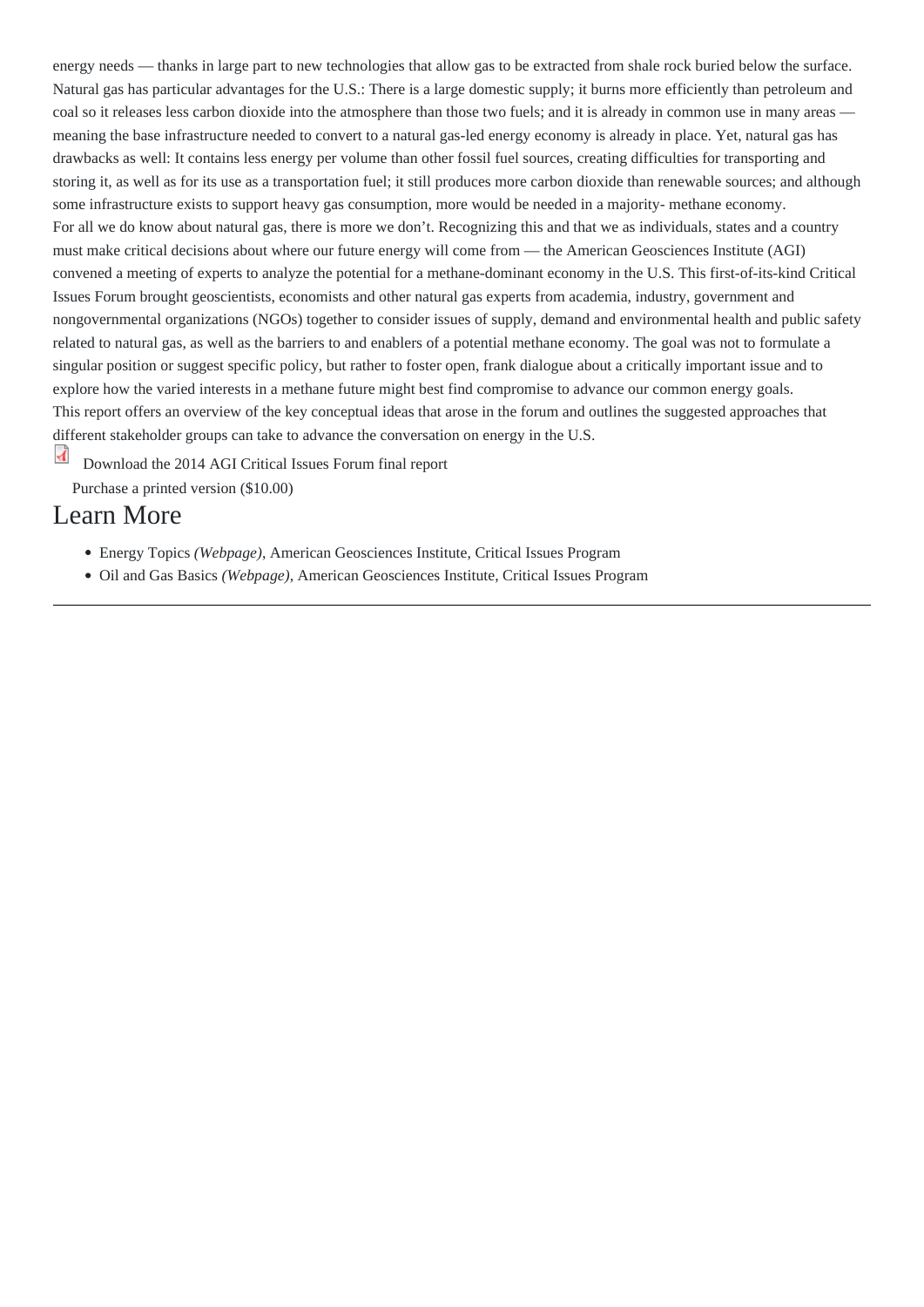energy needs — thanks in large part to new technologies that allow gas to be extracted from shale rock buried below the surface. Natural gas has particular advantages for the U.S.: There is a large domestic supply; it burns more efficiently than petroleum and coal so it releases less carbon dioxide into the atmosphere than those two fuels; and it is already in common use in many areas — meaning the base infrastructure needed to convert to a natural gas-led energy economy is already in place. Yet, natural gas has drawbacks as well: It contains less energy per volume than other fossil fuel sources, creating difficulties for transporting and storing it, as well as for its use as a transportation fuel; it still produces more carbon dioxide than renewable sources; and although some infrastructure exists to support heavy gas consumption, more would be needed in a majority- methane economy.

For all we do know about natural gas, there is more we don't. Recognizing this and that we as individuals, states and a country must make critical decisions about where our future energy will come from — the American Geosciences Institute (AGI) convened a meeting of experts to analyze the potential for a methane-dominant economy in the U.S. This first-of-its-kind Critical Issues Forum brought geoscientists, economists and other natural gas experts from academia, industry, government and nongovernmental organizations (NGOs) together to consider issues of supply, demand and environmental health and public safety related to natural gas, as well as the barriers to and enablers of a potential methane economy. The goal was not to formulate a singular position or suggest specific policy, but rather to foster open, frank dialogue about a critically important issue and to explore how the varied interests in a methane future might best find compromise to advance our common energy goals.

This report offers an overview of the key conceptual ideas that arose in the forum and outlines the suggested approaches that different stakeholder groups can take to advance the conversation on energy in the U.S.

Download the 2014 AGI Critical Issues Forum final report

Purchase a printed version ($10.00)

## Learn More

- Energy Topics *(Webpage)*, American Geosciences Institute, Critical Issues Program
- Oil and Gas Basics *(Webpage)*, American Geosciences Institute, Critical Issues Program